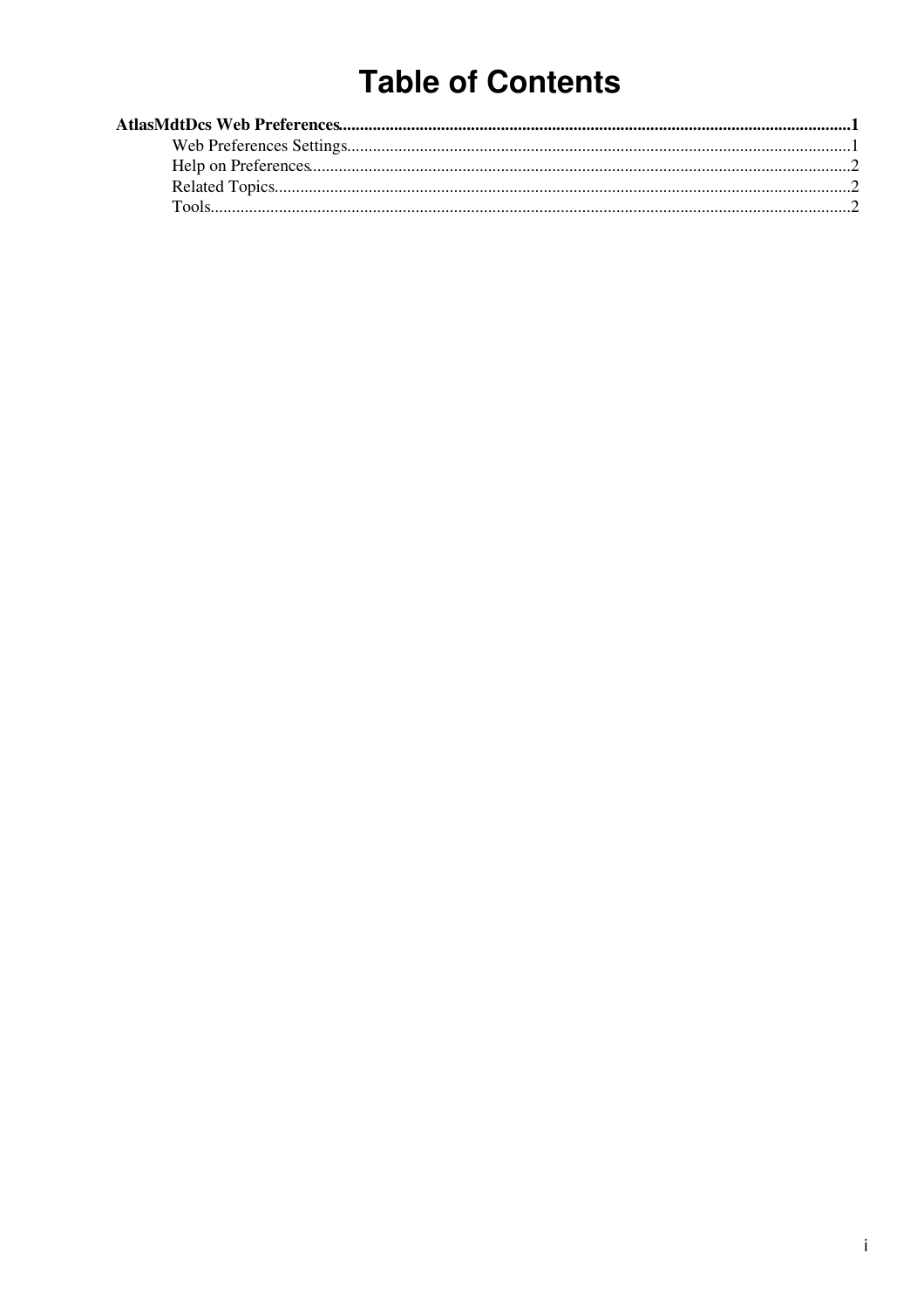# Table of Contents

**AtlasMdtDcs Web Preferences** ........................................................................................................................ **1**

- Web Preferences Settings ........................................................................................................................ 1
- Help on Preferences ................................................................................................................................. 2
- Related Topics .......................................................................................................................................... 2
- Tools ......................................................................................................................................................... 2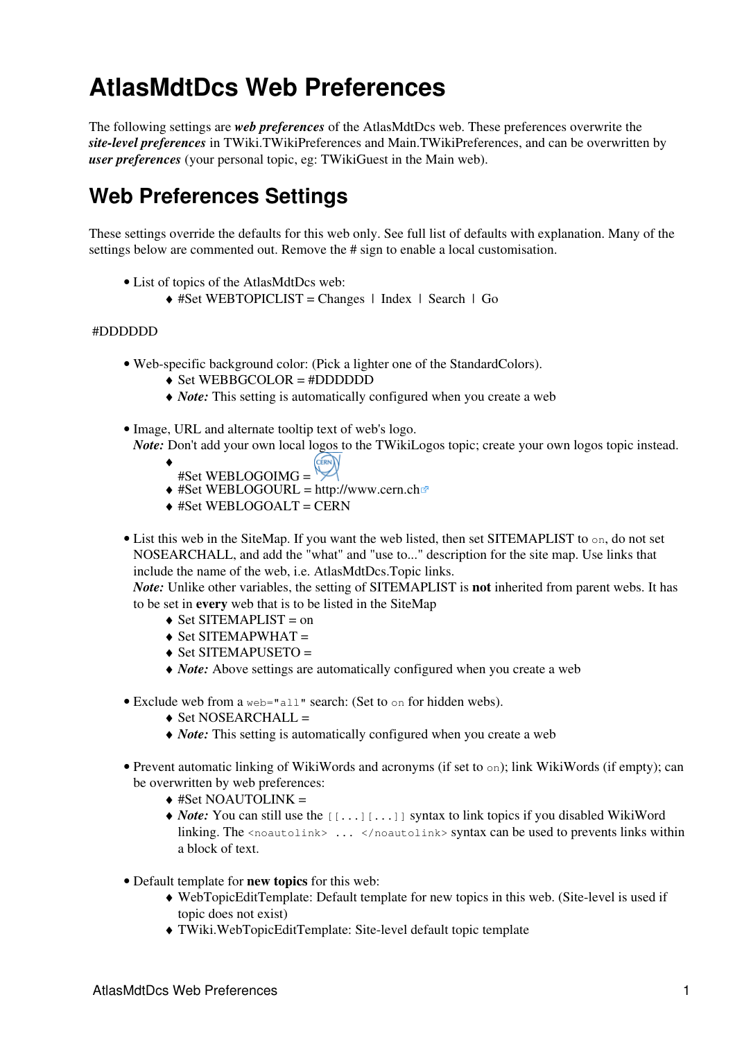# AtlasMdtDcs Web Preferences

The following settings are ***web preferences*** of the AtlasMdtDcs web. These preferences overwrite the ***site-level preferences*** in TWiki.TWikiPreferences and Main.TWikiPreferences, and can be overwritten by ***user preferences*** (your personal topic, eg: TWikiGuest in the Main web).

## Web Preferences Settings

These settings override the defaults for this web only. See full list of defaults with explanation. Many of the settings below are commented out. Remove the # sign to enable a local customisation.

- List of topics of the AtlasMdtDcs web:
  - #Set WEBTOPICLIST = Changes | Index | Search | Go

#DDDDDD

- Web-specific background color: (Pick a lighter one of the StandardColors).
  - Set WEBBGCOLOR = #DDDDDD
  - ***Note:*** This setting is automatically configured when you create a web

- Image, URL and alternate tooltip text of web's logo.
  ***Note:*** Don't add your own local logos to the TWikiLogos topic; create your own logos topic instead.
  - #Set WEBLOGOIMG =
  - #Set WEBLOGOURL = http://www.cern.ch
  - #Set WEBLOGOALT = CERN

- List this web in the SiteMap. If you want the web listed, then set SITEMAPLIST to `on`, do not set NOSEARCHALL, and add the "what" and "use to..." description for the site map. Use links that include the name of the web, i.e. AtlasMdtDcs.Topic links.
  ***Note:*** Unlike other variables, the setting of SITEMAPLIST is **not** inherited from parent webs. It has to be set in **every** web that is to be listed in the SiteMap
  - Set SITEMAPLIST = on
  - Set SITEMAPWHAT =
  - Set SITEMAPUSETO =
  - ***Note:*** Above settings are automatically configured when you create a web

- Exclude web from a `web="all"` search: (Set to `on` for hidden webs).
  - Set NOSEARCHALL =
  - ***Note:*** This setting is automatically configured when you create a web

- Prevent automatic linking of WikiWords and acronyms (if set to `on`); link WikiWords (if empty); can be overwritten by web preferences:
  - #Set NOAUTOLINK =
  - ***Note:*** You can still use the `[[...][...]]` syntax to link topics if you disabled WikiWord linking. The `<noautolink> ... </noautolink>` syntax can be used to prevents links within a block of text.

- Default template for **new topics** for this web:
  - WebTopicEditTemplate: Default template for new topics in this web. (Site-level is used if topic does not exist)
  - TWiki.WebTopicEditTemplate: Site-level default topic template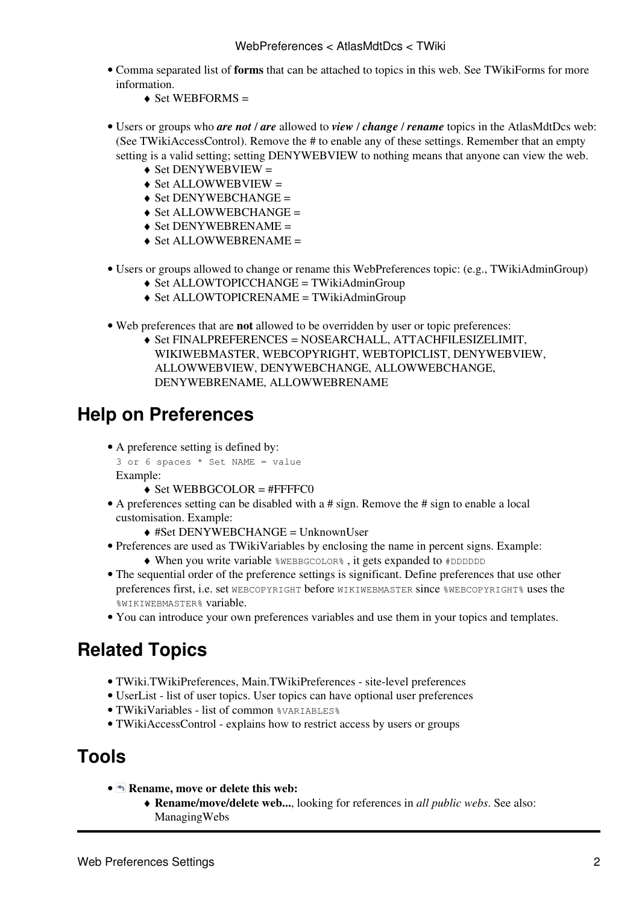- Comma separated list of **forms** that can be attached to topics in this web. See TWikiForms for more information.
  - Set WEBFORMS =
- Users or groups who ***are not*** / ***are*** allowed to ***view*** / ***change*** / ***rename*** topics in the AtlasMdtDcs web: (See TWikiAccessControl). Remove the # to enable any of these settings. Remember that an empty setting is a valid setting; setting DENYWEBVIEW to nothing means that anyone can view the web.
  - Set DENYWEBVIEW =
  - Set ALLOWWEBVIEW =
  - Set DENYWEBCHANGE =
  - Set ALLOWWEBCHANGE =
  - Set DENYWEBRENAME =
  - Set ALLOWWEBRENAME =
- Users or groups allowed to change or rename this WebPreferences topic: (e.g., TWikiAdminGroup)
  - Set ALLOWTOPICCHANGE = TWikiAdminGroup
  - Set ALLOWTOPICRENAME = TWikiAdminGroup
- Web preferences that are **not** allowed to be overridden by user or topic preferences:
  - Set FINALPREFERENCES = NOSEARCHALL, ATTACHFILESIZELIMIT, WIKIWEBMASTER, WEBCOPYRIGHT, WEBTOPICLIST, DENYWEBVIEW, ALLOWWEBVIEW, DENYWEBCHANGE, ALLOWWEBCHANGE, DENYWEBRENAME, ALLOWWEBRENAME

## Help on Preferences

- A preference setting is defined by:
  `3 or 6 spaces * Set NAME = value`
  Example:
  - Set WEBBGCOLOR = #FFFFC0
- A preferences setting can be disabled with a # sign. Remove the # sign to enable a local customisation. Example:
  - #Set DENYWEBCHANGE = UnknownUser
- Preferences are used as TWikiVariables by enclosing the name in percent signs. Example:
  - When you write variable `%WEBBGCOLOR%` , it gets expanded to `#DDDDDD`
- The sequential order of the preference settings is significant. Define preferences that use other preferences first, i.e. set `WEBCOPYRIGHT` before `WIKIWEBMASTER` since `%WEBCOPYRIGHT%` uses the `%WIKIWEBMASTER%` variable.
- You can introduce your own preferences variables and use them in your topics and templates.

## Related Topics

- TWiki.TWikiPreferences, Main.TWikiPreferences - site-level preferences
- UserList - list of user topics. User topics can have optional user preferences
- TWikiVariables - list of common `%VARIABLES%`
- TWikiAccessControl - explains how to restrict access by users or groups

## Tools

- **Rename, move or delete this web:**
  - **Rename/move/delete web...**, looking for references in *all public webs*. See also: ManagingWebs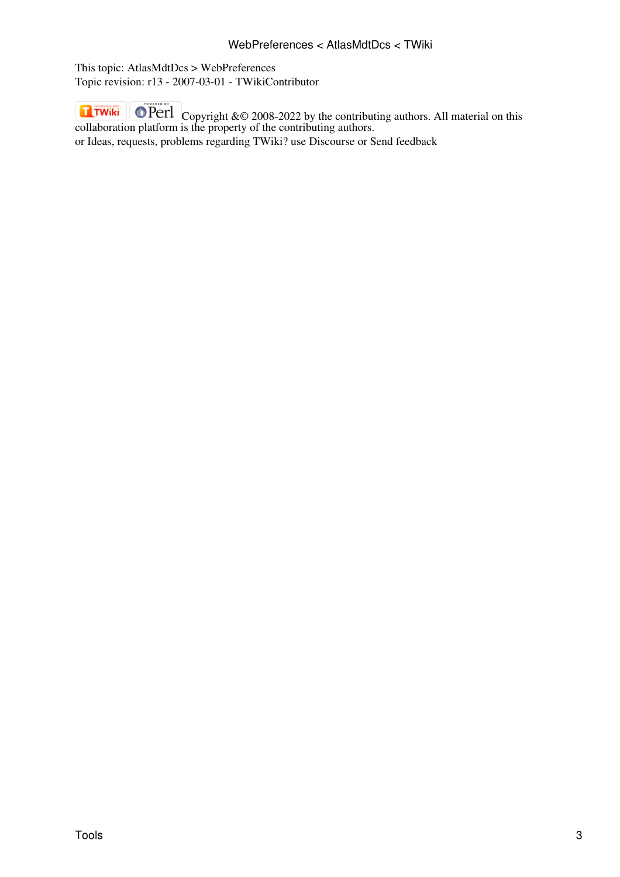This topic: AtlasMdtDcs > WebPreferences
Topic revision: r13 - 2007-03-01 - TWikiContributor

Copyright &© 2008-2022 by the contributing authors. All material on this collaboration platform is the property of the contributing authors.
or Ideas, requests, problems regarding TWiki? use Discourse or Send feedback